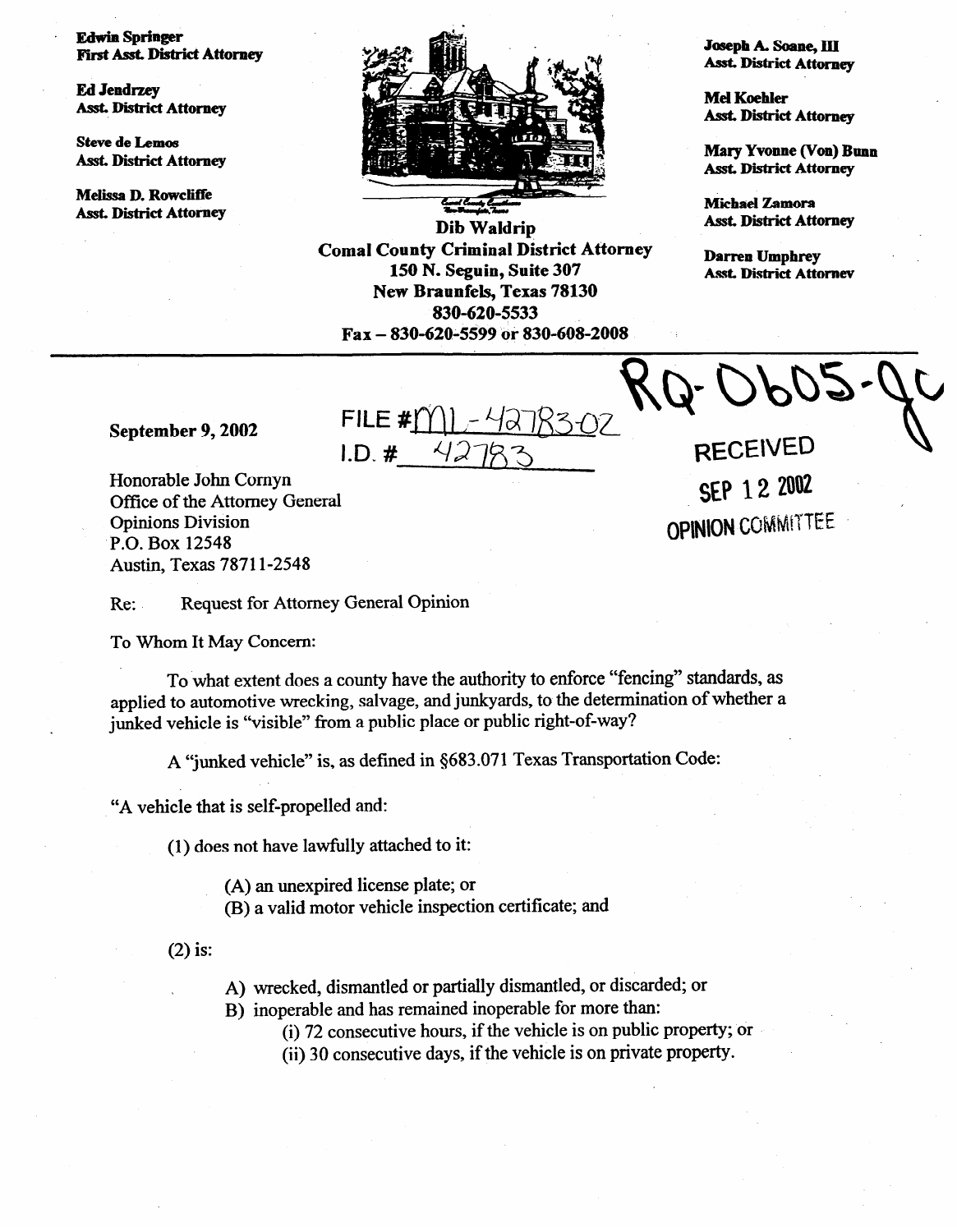Edwin Springer
First Asst. District Attorney

Ed Jendrzey
Asst. District Attorney

Steve de Lemos
Asst. District Attorney

Melissa D. Rowcliffe
Asst. District Attorney

**Dib Waldrip**
**Comal County Criminal District Attorney**
**150 N. Seguin, Suite 307**
**New Braunfels, Texas 78130**
**830-620-5533**
**Fax – 830-620-5599 or 830-608-2008**

Joseph A. Soane, III
Asst. District Attorney

Mel Koehler
Asst. District Attorney

Mary Yvonne (Von) Bunn
Asst. District Attorney

Michael Zamora
Asst. District Attorney

Darren Umphrey
Asst. District Attorney

RQ-0605-JC

FILE # ML-42783-02
I.D. # 42783

RECEIVED
SEP 12 2002
OPINION COMMITTEE

September 9, 2002

Honorable John Cornyn
Office of the Attorney General
Opinions Division
P.O. Box 12548
Austin, Texas 78711-2548

Re: Request for Attorney General Opinion

To Whom It May Concern:

To what extent does a county have the authority to enforce "fencing" standards, as applied to automotive wrecking, salvage, and junkyards, to the determination of whether a junked vehicle is "visible" from a public place or public right-of-way?

A "junked vehicle" is, as defined in §683.071 Texas Transportation Code:

"A vehicle that is self-propelled and:

(1) does not have lawfully attached to it:

(A) an unexpired license plate; or
(B) a valid motor vehicle inspection certificate; and

(2) is:

A) wrecked, dismantled or partially dismantled, or discarded; or
B) inoperable and has remained inoperable for more than:
(i) 72 consecutive hours, if the vehicle is on public property; or
(ii) 30 consecutive days, if the vehicle is on private property.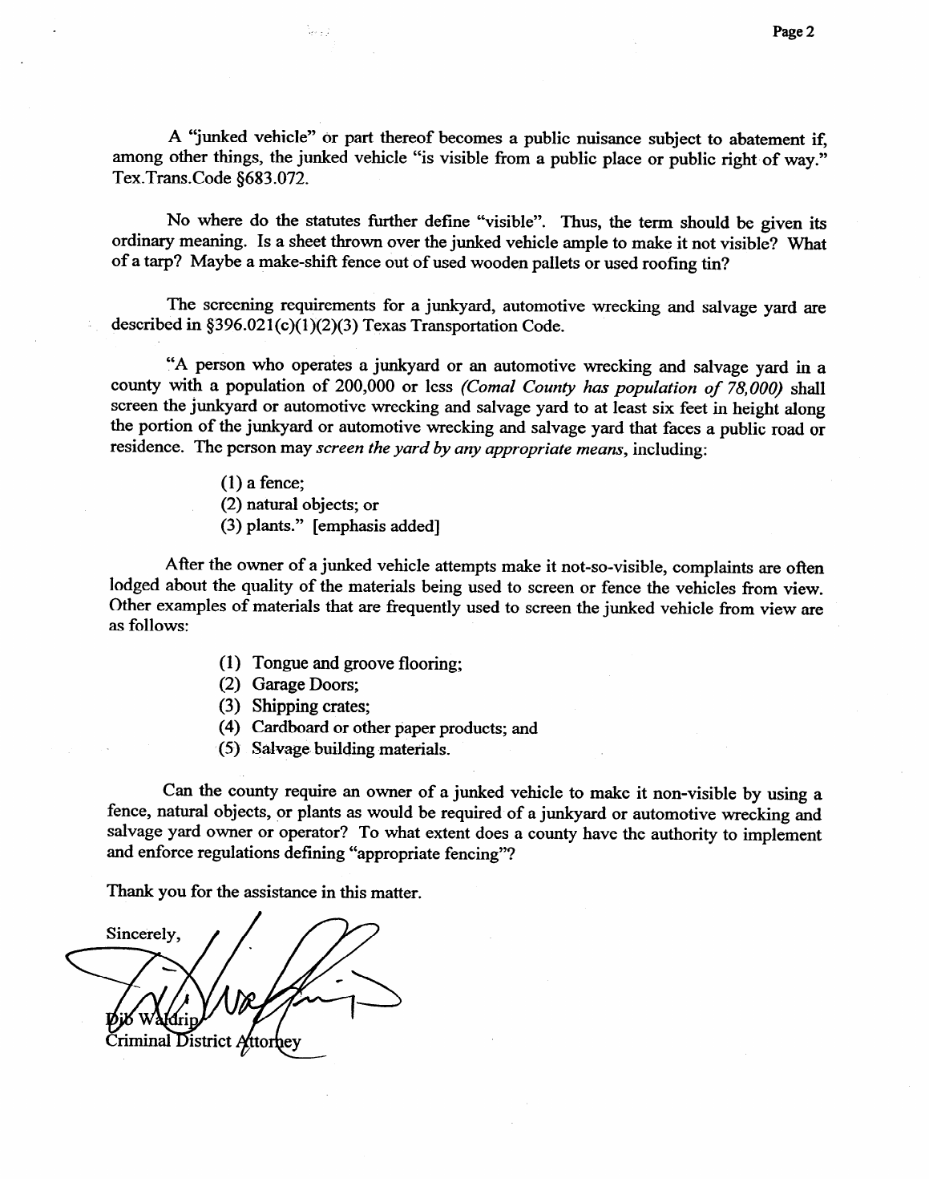A "junked vehicle" or part thereof becomes a public nuisance subject to abatement if, among other things, the junked vehicle "is visible from a public place or public right of way." Tex.Trans.Code §683.072.

No where do the statutes further define "visible". Thus, the term should be given its ordinary meaning. Is a sheet thrown over the junked vehicle ample to make it not visible? What of a tarp? Maybe a make-shift fence out of used wooden pallets or used roofing tin?

The screening requirements for a junkyard, automotive wrecking and salvage yard are described in §396.021(c)(1)(2)(3) Texas Transportation Code.

"A person who operates a junkyard or an automotive wrecking and salvage yard in a county with a population of 200,000 or less *(Comal County has population of 78,000)* shall screen the junkyard or automotive wrecking and salvage yard to at least six feet in height along the portion of the junkyard or automotive wrecking and salvage yard that faces a public road or residence. The person may *screen the yard by any appropriate means*, including:

(1) a fence;
(2) natural objects; or
(3) plants." [emphasis added]

After the owner of a junked vehicle attempts make it not-so-visible, complaints are often lodged about the quality of the materials being used to screen or fence the vehicles from view. Other examples of materials that are frequently used to screen the junked vehicle from view are as follows:

(1) Tongue and groove flooring;
(2) Garage Doors;
(3) Shipping crates;
(4) Cardboard or other paper products; and
(5) Salvage building materials.

Can the county require an owner of a junked vehicle to make it non-visible by using a fence, natural objects, or plants as would be required of a junkyard or automotive wrecking and salvage yard owner or operator? To what extent does a county have the authority to implement and enforce regulations defining "appropriate fencing"?

Thank you for the assistance in this matter.

Sincerely,

Dib Waldrip
Criminal District Attorney